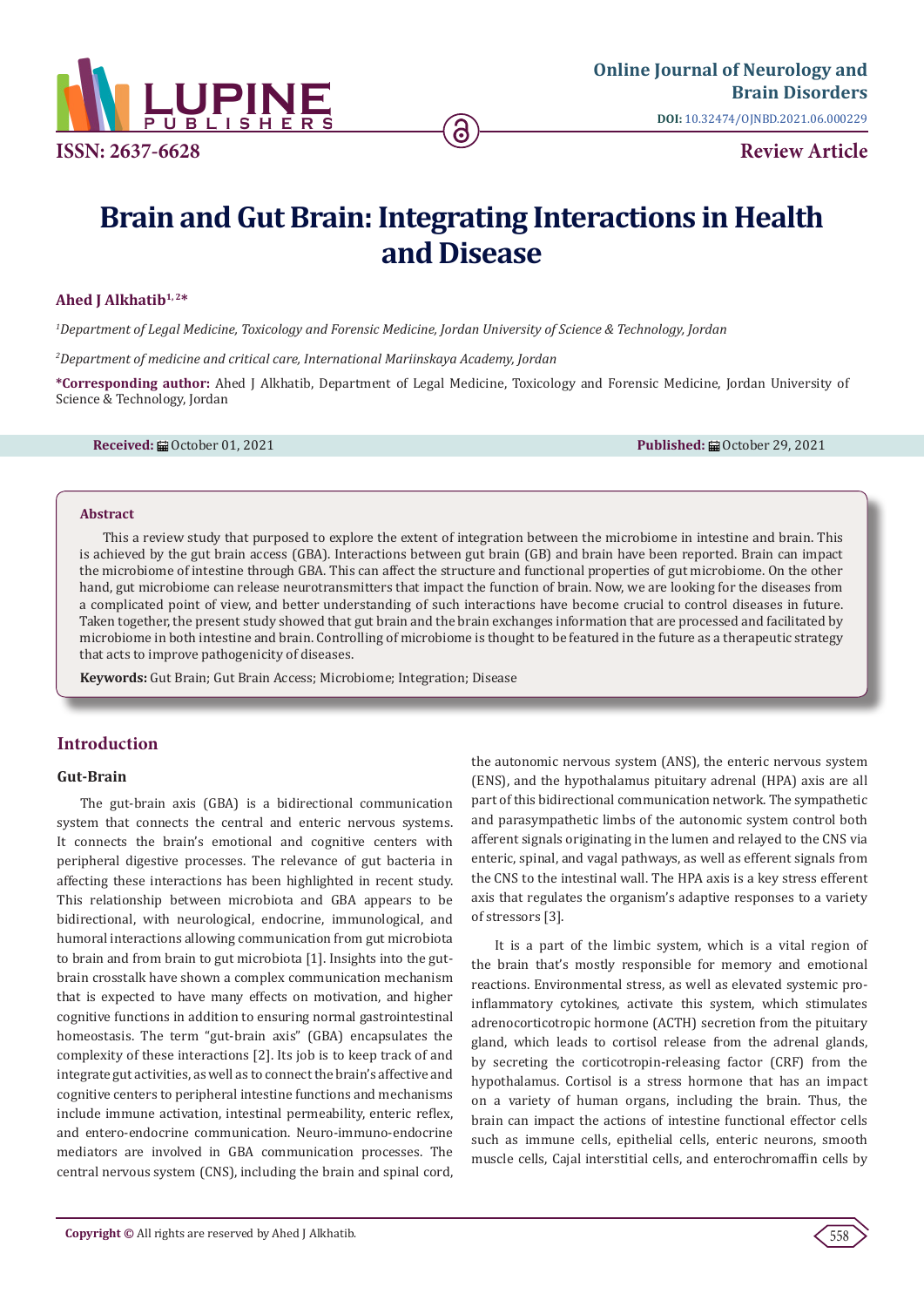Online Journal of Neurology and Brain Disorders

DOI: 10.32474/OJNBD.2021.06.000229

ISSN: 2637-6628

Review Article

# Brain and Gut Brain: Integrating Interactions in Health and Disease

**Ahed J Alkhatib[1, 2]***

*[1]Department of Legal Medicine, Toxicology and Forensic Medicine, Jordan University of Science & Technology, Jordan*

*[2]Department of medicine and critical care, International Mariinskaya Academy, Jordan*

**\*Corresponding author:** Ahed J Alkhatib, Department of Legal Medicine, Toxicology and Forensic Medicine, Jordan University of Science & Technology, Jordan

**Received:** October 01, 2021 **Published:** October 29, 2021

## Abstract

This a review study that purposed to explore the extent of integration between the microbiome in intestine and brain. This is achieved by the gut brain access (GBA). Interactions between gut brain (GB) and brain have been reported. Brain can impact the microbiome of intestine through GBA. This can affect the structure and functional properties of gut microbiome. On the other hand, gut microbiome can release neurotransmitters that impact the function of brain. Now, we are looking for the diseases from a complicated point of view, and better understanding of such interactions have become crucial to control diseases in future. Taken together, the present study showed that gut brain and the brain exchanges information that are processed and facilitated by microbiome in both intestine and brain. Controlling of microbiome is thought to be featured in the future as a therapeutic strategy that acts to improve pathogenicity of diseases.

**Keywords:** Gut Brain; Gut Brain Access; Microbiome; Integration; Disease

## Introduction

### Gut-Brain

The gut-brain axis (GBA) is a bidirectional communication system that connects the central and enteric nervous systems. It connects the brain's emotional and cognitive centers with peripheral digestive processes. The relevance of gut bacteria in affecting these interactions has been highlighted in recent study. This relationship between microbiota and GBA appears to be bidirectional, with neurological, endocrine, immunological, and humoral interactions allowing communication from gut microbiota to brain and from brain to gut microbiota [1]. Insights into the gut-brain crosstalk have shown a complex communication mechanism that is expected to have many effects on motivation, and higher cognitive functions in addition to ensuring normal gastrointestinal homeostasis. The term "gut-brain axis" (GBA) encapsulates the complexity of these interactions [2]. Its job is to keep track of and integrate gut activities, as well as to connect the brain's affective and cognitive centers to peripheral intestine functions and mechanisms include immune activation, intestinal permeability, enteric reflex, and entero-endocrine communication. Neuro-immuno-endocrine mediators are involved in GBA communication processes. The central nervous system (CNS), including the brain and spinal cord, the autonomic nervous system (ANS), the enteric nervous system (ENS), and the hypothalamus pituitary adrenal (HPA) axis are all part of this bidirectional communication network. The sympathetic and parasympathetic limbs of the autonomic system control both afferent signals originating in the lumen and relayed to the CNS via enteric, spinal, and vagal pathways, as well as efferent signals from the CNS to the intestinal wall. The HPA axis is a key stress efferent axis that regulates the organism's adaptive responses to a variety of stressors [3].

It is a part of the limbic system, which is a vital region of the brain that's mostly responsible for memory and emotional reactions. Environmental stress, as well as elevated systemic pro-inflammatory cytokines, activate this system, which stimulates adrenocorticotropic hormone (ACTH) secretion from the pituitary gland, which leads to cortisol release from the adrenal glands, by secreting the corticotropin-releasing factor (CRF) from the hypothalamus. Cortisol is a stress hormone that has an impact on a variety of human organs, including the brain. Thus, the brain can impact the actions of intestine functional effector cells such as immune cells, epithelial cells, enteric neurons, smooth muscle cells, Cajal interstitial cells, and enterochromaffin cells by

**Copyright ©** All rights are reserved by Ahed J Alkhatib.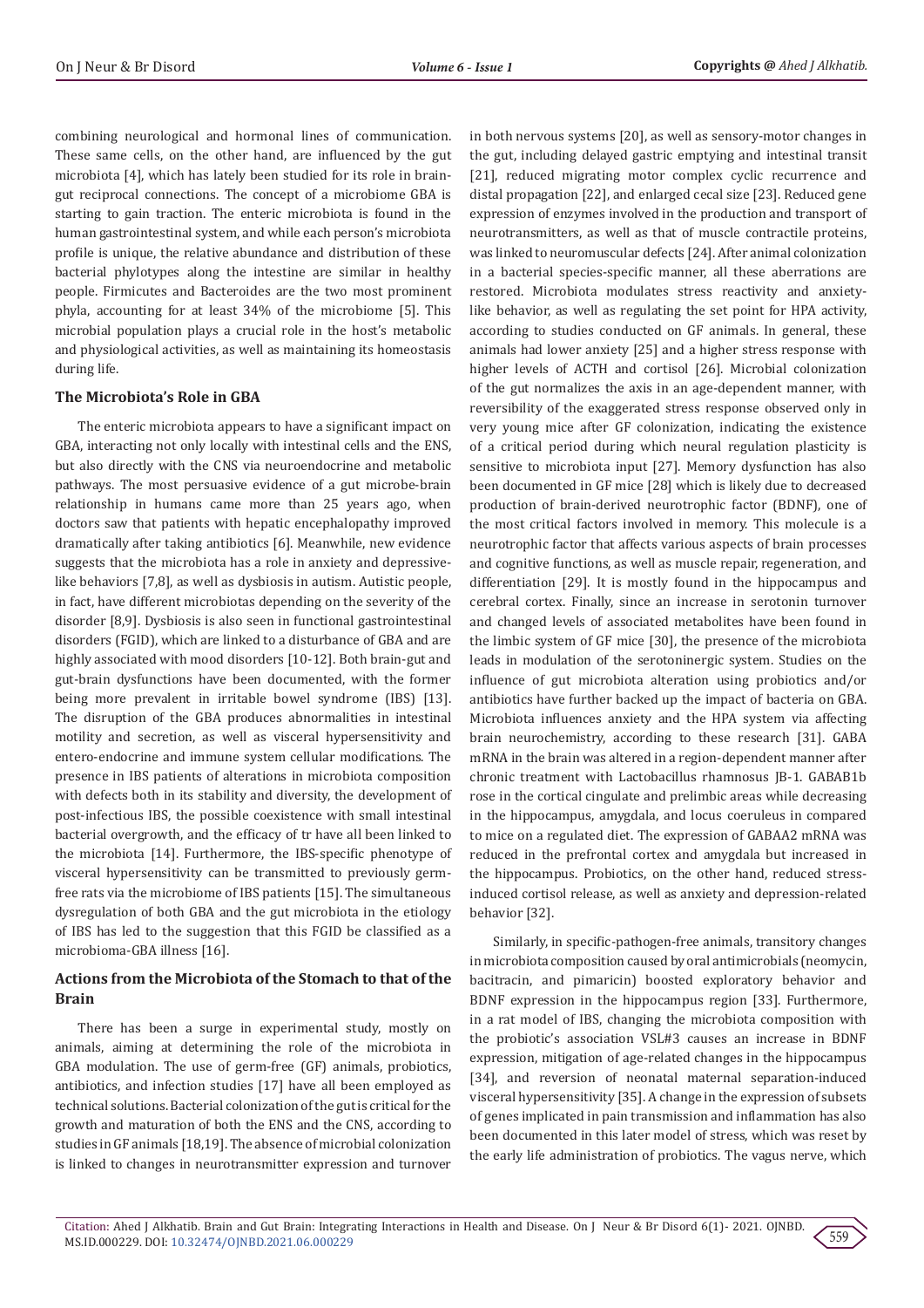combining neurological and hormonal lines of communication. These same cells, on the other hand, are influenced by the gut microbiota [4], which has lately been studied for its role in brain-gut reciprocal connections. The concept of a microbiome GBA is starting to gain traction. The enteric microbiota is found in the human gastrointestinal system, and while each person's microbiota profile is unique, the relative abundance and distribution of these bacterial phylotypes along the intestine are similar in healthy people. Firmicutes and Bacteroides are the two most prominent phyla, accounting for at least 34% of the microbiome [5]. This microbial population plays a crucial role in the host's metabolic and physiological activities, as well as maintaining its homeostasis during life.

### The Microbiota's Role in GBA

The enteric microbiota appears to have a significant impact on GBA, interacting not only locally with intestinal cells and the ENS, but also directly with the CNS via neuroendocrine and metabolic pathways. The most persuasive evidence of a gut microbe-brain relationship in humans came more than 25 years ago, when doctors saw that patients with hepatic encephalopathy improved dramatically after taking antibiotics [6]. Meanwhile, new evidence suggests that the microbiota has a role in anxiety and depressive-like behaviors [7,8], as well as dysbiosis in autism. Autistic people, in fact, have different microbiotas depending on the severity of the disorder [8,9]. Dysbiosis is also seen in functional gastrointestinal disorders (FGID), which are linked to a disturbance of GBA and are highly associated with mood disorders [10-12]. Both brain-gut and gut-brain dysfunctions have been documented, with the former being more prevalent in irritable bowel syndrome (IBS) [13]. The disruption of the GBA produces abnormalities in intestinal motility and secretion, as well as visceral hypersensitivity and entero-endocrine and immune system cellular modifications. The presence in IBS patients of alterations in microbiota composition with defects both in its stability and diversity, the development of post-infectious IBS, the possible coexistence with small intestinal bacterial overgrowth, and the efficacy of tr have all been linked to the microbiota [14]. Furthermore, the IBS-specific phenotype of visceral hypersensitivity can be transmitted to previously germ-free rats via the microbiome of IBS patients [15]. The simultaneous dysregulation of both GBA and the gut microbiota in the etiology of IBS has led to the suggestion that this FGID be classified as a microbioma-GBA illness [16].

### Actions from the Microbiota of the Stomach to that of the Brain

There has been a surge in experimental study, mostly on animals, aiming at determining the role of the microbiota in GBA modulation. The use of germ-free (GF) animals, probiotics, antibiotics, and infection studies [17] have all been employed as technical solutions. Bacterial colonization of the gut is critical for the growth and maturation of both the ENS and the CNS, according to studies in GF animals [18,19]. The absence of microbial colonization is linked to changes in neurotransmitter expression and turnover in both nervous systems [20], as well as sensory-motor changes in the gut, including delayed gastric emptying and intestinal transit [21], reduced migrating motor complex cyclic recurrence and distal propagation [22], and enlarged cecal size [23]. Reduced gene expression of enzymes involved in the production and transport of neurotransmitters, as well as that of muscle contractile proteins, was linked to neuromuscular defects [24]. After animal colonization in a bacterial species-specific manner, all these aberrations are restored. Microbiota modulates stress reactivity and anxiety-like behavior, as well as regulating the set point for HPA activity, according to studies conducted on GF animals. In general, these animals had lower anxiety [25] and a higher stress response with higher levels of ACTH and cortisol [26]. Microbial colonization of the gut normalizes the axis in an age-dependent manner, with reversibility of the exaggerated stress response observed only in very young mice after GF colonization, indicating the existence of a critical period during which neural regulation plasticity is sensitive to microbiota input [27]. Memory dysfunction has also been documented in GF mice [28] which is likely due to decreased production of brain-derived neurotrophic factor (BDNF), one of the most critical factors involved in memory. This molecule is a neurotrophic factor that affects various aspects of brain processes and cognitive functions, as well as muscle repair, regeneration, and differentiation [29]. It is mostly found in the hippocampus and cerebral cortex. Finally, since an increase in serotonin turnover and changed levels of associated metabolites have been found in the limbic system of GF mice [30], the presence of the microbiota leads in modulation of the serotoninergic system. Studies on the influence of gut microbiota alteration using probiotics and/or antibiotics have further backed up the impact of bacteria on GBA. Microbiota influences anxiety and the HPA system via affecting brain neurochemistry, according to these research [31]. GABA mRNA in the brain was altered in a region-dependent manner after chronic treatment with Lactobacillus rhamnosus JB-1. GABAB1b rose in the cortical cingulate and prelimbic areas while decreasing in the hippocampus, amygdala, and locus coeruleus in compared to mice on a regulated diet. The expression of GABAA2 mRNA was reduced in the prefrontal cortex and amygdala but increased in the hippocampus. Probiotics, on the other hand, reduced stress-induced cortisol release, as well as anxiety and depression-related behavior [32].

Similarly, in specific-pathogen-free animals, transitory changes in microbiota composition caused by oral antimicrobials (neomycin, bacitracin, and pimaricin) boosted exploratory behavior and BDNF expression in the hippocampus region [33]. Furthermore, in a rat model of IBS, changing the microbiota composition with the probiotic's association VSL#3 causes an increase in BDNF expression, mitigation of age-related changes in the hippocampus [34], and reversion of neonatal maternal separation-induced visceral hypersensitivity [35]. A change in the expression of subsets of genes implicated in pain transmission and inflammation has also been documented in this later model of stress, which was reset by the early life administration of probiotics. The vagus nerve, which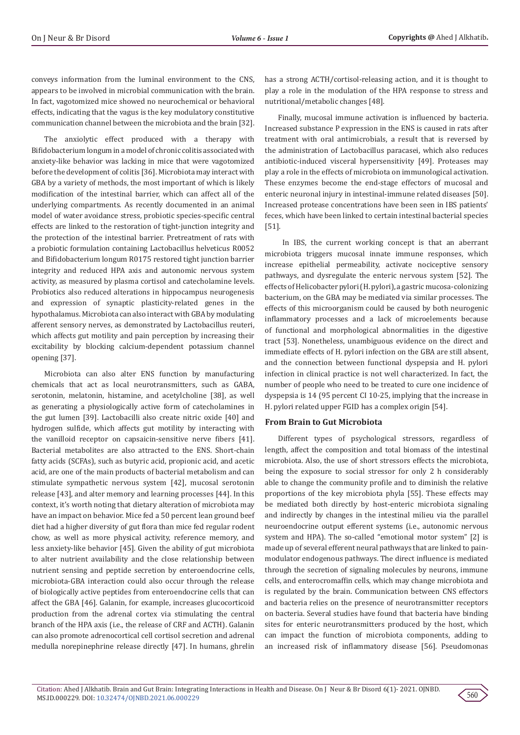conveys information from the luminal environment to the CNS, appears to be involved in microbial communication with the brain. In fact, vagotomized mice showed no neurochemical or behavioral effects, indicating that the vagus is the key modulatory constitutive communication channel between the microbiota and the brain [32].

The anxiolytic effect produced with a therapy with Bifidobacterium longum in a model of chronic colitis associated with anxiety-like behavior was lacking in mice that were vagotomized before the development of colitis [36]. Microbiota may interact with GBA by a variety of methods, the most important of which is likely modification of the intestinal barrier, which can affect all of the underlying compartments. As recently documented in an animal model of water avoidance stress, probiotic species-specific central effects are linked to the restoration of tight-junction integrity and the protection of the intestinal barrier. Pretreatment of rats with a probiotic formulation containing Lactobacillus helveticus R0052 and Bifidobacterium longum R0175 restored tight junction barrier integrity and reduced HPA axis and autonomic nervous system activity, as measured by plasma cortisol and catecholamine levels. Probiotics also reduced alterations in hippocampus neurogenesis and expression of synaptic plasticity-related genes in the hypothalamus. Microbiota can also interact with GBA by modulating afferent sensory nerves, as demonstrated by Lactobacillus reuteri, which affects gut motility and pain perception by increasing their excitability by blocking calcium-dependent potassium channel opening [37].

Microbiota can also alter ENS function by manufacturing chemicals that act as local neurotransmitters, such as GABA, serotonin, melatonin, histamine, and acetylcholine [38], as well as generating a physiologically active form of catecholamines in the gut lumen [39]. Lactobacilli also create nitric oxide [40] and hydrogen sulfide, which affects gut motility by interacting with the vanilloid receptor on capsaicin-sensitive nerve fibers [41]. Bacterial metabolites are also attracted to the ENS. Short-chain fatty acids (SCFAs), such as butyric acid, propionic acid, and acetic acid, are one of the main products of bacterial metabolism and can stimulate sympathetic nervous system [42], mucosal serotonin release [43], and alter memory and learning processes [44]. In this context, it's worth noting that dietary alteration of microbiota may have an impact on behavior. Mice fed a 50 percent lean ground beef diet had a higher diversity of gut flora than mice fed regular rodent chow, as well as more physical activity, reference memory, and less anxiety-like behavior [45]. Given the ability of gut microbiota to alter nutrient availability and the close relationship between nutrient sensing and peptide secretion by enteroendocrine cells, microbiota-GBA interaction could also occur through the release of biologically active peptides from enteroendocrine cells that can affect the GBA [46]. Galanin, for example, increases glucocorticoid production from the adrenal cortex via stimulating the central branch of the HPA axis (i.e., the release of CRF and ACTH). Galanin can also promote adrenocortical cell cortisol secretion and adrenal medulla norepinephrine release directly [47]. In humans, ghrelin has a strong ACTH/cortisol-releasing action, and it is thought to play a role in the modulation of the HPA response to stress and nutritional/metabolic changes [48].

Finally, mucosal immune activation is influenced by bacteria. Increased substance P expression in the ENS is caused in rats after treatment with oral antimicrobials, a result that is reversed by the administration of Lactobacillus paracasei, which also reduces antibiotic-induced visceral hypersensitivity [49]. Proteases may play a role in the effects of microbiota on immunological activation. These enzymes become the end-stage effectors of mucosal and enteric neuronal injury in intestinal-immune related diseases [50]. Increased protease concentrations have been seen in IBS patients' feces, which have been linked to certain intestinal bacterial species [51].

In IBS, the current working concept is that an aberrant microbiota triggers mucosal innate immune responses, which increase epithelial permeability, activate nociceptive sensory pathways, and dysregulate the enteric nervous system [52]. The effects of Helicobacter pylori (H. pylori), a gastric mucosa-colonizing bacterium, on the GBA may be mediated via similar processes. The effects of this microorganism could be caused by both neurogenic inflammatory processes and a lack of microelements because of functional and morphological abnormalities in the digestive tract [53]. Nonetheless, unambiguous evidence on the direct and immediate effects of H. pylori infection on the GBA are still absent, and the connection between functional dyspepsia and H. pylori infection in clinical practice is not well characterized. In fact, the number of people who need to be treated to cure one incidence of dyspepsia is 14 (95 percent CI 10-25, implying that the increase in H. pylori related upper FGID has a complex origin [54].

### From Brain to Gut Microbiota

Different types of psychological stressors, regardless of length, affect the composition and total biomass of the intestinal microbiota. Also, the use of short stressors effects the microbiota, being the exposure to social stressor for only 2 h considerably able to change the community profile and to diminish the relative proportions of the key microbiota phyla [55]. These effects may be mediated both directly by host-enteric microbiota signaling and indirectly by changes in the intestinal milieu via the parallel neuroendocrine output efferent systems (i.e., autonomic nervous system and HPA). The so-called "emotional motor system" [2] is made up of several efferent neural pathways that are linked to pain-modulator endogenous pathways. The direct influence is mediated through the secretion of signaling molecules by neurons, immune cells, and enterocromaffin cells, which may change microbiota and is regulated by the brain. Communication between CNS effectors and bacteria relies on the presence of neurotransmitter receptors on bacteria. Several studies have found that bacteria have binding sites for enteric neurotransmitters produced by the host, which can impact the function of microbiota components, adding to an increased risk of inflammatory disease [56]. Pseudomonas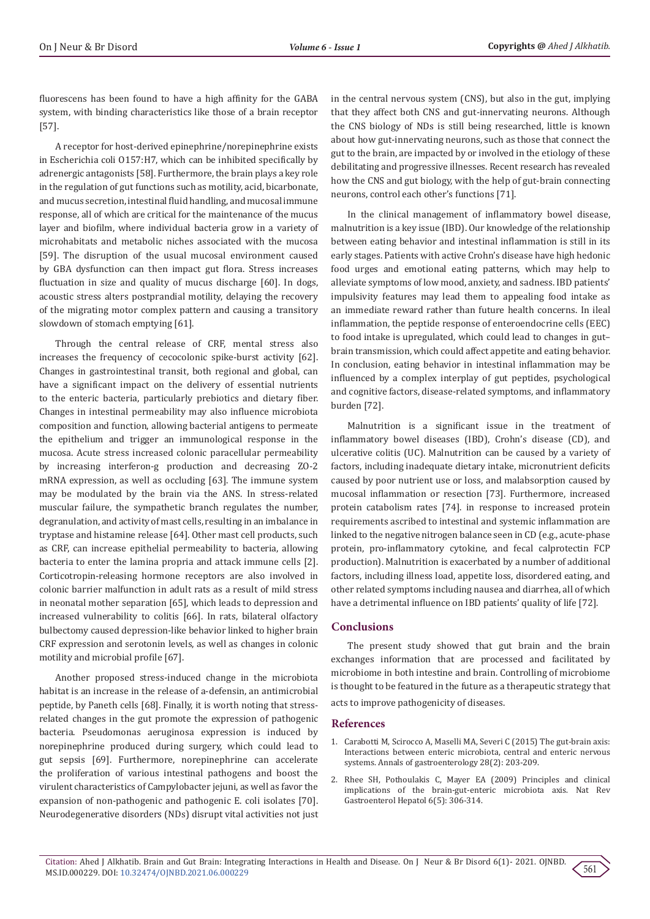fluorescens has been found to have a high affinity for the GABA system, with binding characteristics like those of a brain receptor [57].

A receptor for host-derived epinephrine/norepinephrine exists in Escherichia coli O157:H7, which can be inhibited specifically by adrenergic antagonists [58]. Furthermore, the brain plays a key role in the regulation of gut functions such as motility, acid, bicarbonate, and mucus secretion, intestinal fluid handling, and mucosal immune response, all of which are critical for the maintenance of the mucus layer and biofilm, where individual bacteria grow in a variety of microhabitats and metabolic niches associated with the mucosa [59]. The disruption of the usual mucosal environment caused by GBA dysfunction can then impact gut flora. Stress increases fluctuation in size and quality of mucus discharge [60]. In dogs, acoustic stress alters postprandial motility, delaying the recovery of the migrating motor complex pattern and causing a transitory slowdown of stomach emptying [61].

Through the central release of CRF, mental stress also increases the frequency of cecocolonic spike-burst activity [62]. Changes in gastrointestinal transit, both regional and global, can have a significant impact on the delivery of essential nutrients to the enteric bacteria, particularly prebiotics and dietary fiber. Changes in intestinal permeability may also influence microbiota composition and function, allowing bacterial antigens to permeate the epithelium and trigger an immunological response in the mucosa. Acute stress increased colonic paracellular permeability by increasing interferon-g production and decreasing ZO-2 mRNA expression, as well as occluding [63]. The immune system may be modulated by the brain via the ANS. In stress-related muscular failure, the sympathetic branch regulates the number, degranulation, and activity of mast cells, resulting in an imbalance in tryptase and histamine release [64]. Other mast cell products, such as CRF, can increase epithelial permeability to bacteria, allowing bacteria to enter the lamina propria and attack immune cells [2]. Corticotropin-releasing hormone receptors are also involved in colonic barrier malfunction in adult rats as a result of mild stress in neonatal mother separation [65], which leads to depression and increased vulnerability to colitis [66]. In rats, bilateral olfactory bulbectomy caused depression-like behavior linked to higher brain CRF expression and serotonin levels, as well as changes in colonic motility and microbial profile [67].

Another proposed stress-induced change in the microbiota habitat is an increase in the release of a-defensin, an antimicrobial peptide, by Paneth cells [68]. Finally, it is worth noting that stress-related changes in the gut promote the expression of pathogenic bacteria. Pseudomonas aeruginosa expression is induced by norepinephrine produced during surgery, which could lead to gut sepsis [69]. Furthermore, norepinephrine can accelerate the proliferation of various intestinal pathogens and boost the virulent characteristics of Campylobacter jejuni, as well as favor the expansion of non-pathogenic and pathogenic E. coli isolates [70]. Neurodegenerative disorders (NDs) disrupt vital activities not just in the central nervous system (CNS), but also in the gut, implying that they affect both CNS and gut-innervating neurons. Although the CNS biology of NDs is still being researched, little is known about how gut-innervating neurons, such as those that connect the gut to the brain, are impacted by or involved in the etiology of these debilitating and progressive illnesses. Recent research has revealed how the CNS and gut biology, with the help of gut-brain connecting neurons, control each other's functions [71].

In the clinical management of inflammatory bowel disease, malnutrition is a key issue (IBD). Our knowledge of the relationship between eating behavior and intestinal inflammation is still in its early stages. Patients with active Crohn's disease have high hedonic food urges and emotional eating patterns, which may help to alleviate symptoms of low mood, anxiety, and sadness. IBD patients' impulsivity features may lead them to appealing food intake as an immediate reward rather than future health concerns. In ileal inflammation, the peptide response of enteroendocrine cells (EEC) to food intake is upregulated, which could lead to changes in gut–brain transmission, which could affect appetite and eating behavior. In conclusion, eating behavior in intestinal inflammation may be influenced by a complex interplay of gut peptides, psychological and cognitive factors, disease-related symptoms, and inflammatory burden [72].

Malnutrition is a significant issue in the treatment of inflammatory bowel diseases (IBD), Crohn's disease (CD), and ulcerative colitis (UC). Malnutrition can be caused by a variety of factors, including inadequate dietary intake, micronutrient deficits caused by poor nutrient use or loss, and malabsorption caused by mucosal inflammation or resection [73]. Furthermore, increased protein catabolism rates [74]. in response to increased protein requirements ascribed to intestinal and systemic inflammation are linked to the negative nitrogen balance seen in CD (e.g., acute-phase protein, pro-inflammatory cytokine, and fecal calprotectin FCP production). Malnutrition is exacerbated by a number of additional factors, including illness load, appetite loss, disordered eating, and other related symptoms including nausea and diarrhea, all of which have a detrimental influence on IBD patients' quality of life [72].

## Conclusions

The present study showed that gut brain and the brain exchanges information that are processed and facilitated by microbiome in both intestine and brain. Controlling of microbiome is thought to be featured in the future as a therapeutic strategy that acts to improve pathogenicity of diseases.

## References

1. Carabotti M, Scirocco A, Maselli MA, Severi C (2015) The gut-brain axis: Interactions between enteric microbiota, central and enteric nervous systems. Annals of gastroenterology 28(2): 203-209.
2. Rhee SH, Pothoulakis C, Mayer EA (2009) Principles and clinical implications of the brain-gut-enteric microbiota axis. Nat Rev Gastroenterol Hepatol 6(5): 306-314.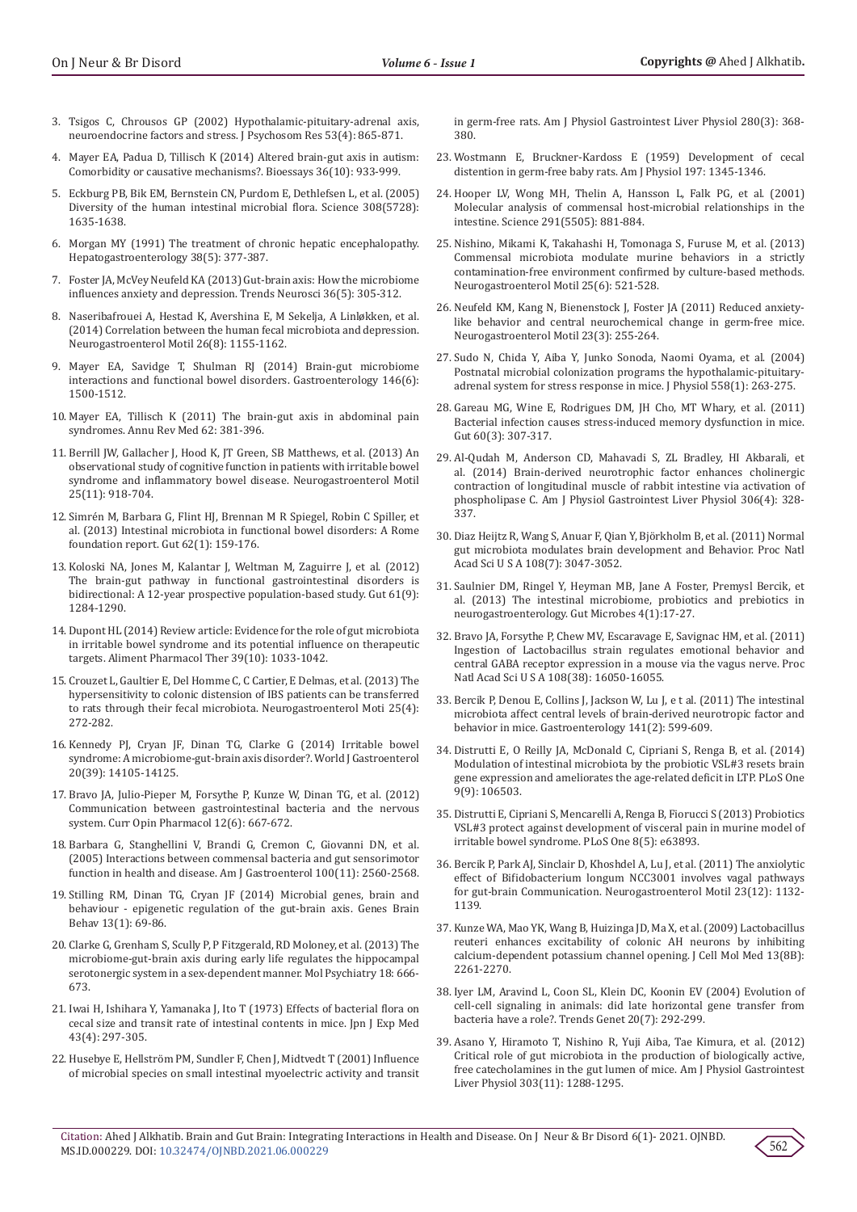3. Tsigos C, Chrousos GP (2002) Hypothalamic-pituitary-adrenal axis, neuroendocrine factors and stress. J Psychosom Res 53(4): 865-871.
4. Mayer EA, Padua D, Tillisch K (2014) Altered brain-gut axis in autism: Comorbidity or causative mechanisms?. Bioessays 36(10): 933-999.
5. Eckburg PB, Bik EM, Bernstein CN, Purdom E, Dethlefsen L, et al. (2005) Diversity of the human intestinal microbial flora. Science 308(5728): 1635-1638.
6. Morgan MY (1991) The treatment of chronic hepatic encephalopathy. Hepatogastroenterology 38(5): 377-387.
7. Foster JA, McVey Neufeld KA (2013) Gut-brain axis: How the microbiome influences anxiety and depression. Trends Neurosci 36(5): 305-312.
8. Naseribafrouei A, Hestad K, Avershina E, M Sekelja, A Linløkken, et al. (2014) Correlation between the human fecal microbiota and depression. Neurogastroenterol Motil 26(8): 1155-1162.
9. Mayer EA, Savidge T, Shulman RJ (2014) Brain-gut microbiome interactions and functional bowel disorders. Gastroenterology 146(6): 1500-1512.
10. Mayer EA, Tillisch K (2011) The brain-gut axis in abdominal pain syndromes. Annu Rev Med 62: 381-396.
11. Berrill JW, Gallacher J, Hood K, JT Green, SB Matthews, et al. (2013) An observational study of cognitive function in patients with irritable bowel syndrome and inflammatory bowel disease. Neurogastroenterol Motil 25(11): 918-704.
12. Simrén M, Barbara G, Flint HJ, Brennan M R Spiegel, Robin C Spiller, et al. (2013) Intestinal microbiota in functional bowel disorders: A Rome foundation report. Gut 62(1): 159-176.
13. Koloski NA, Jones M, Kalantar J, Weltman M, Zaguirre J, et al. (2012) The brain-gut pathway in functional gastrointestinal disorders is bidirectional: A 12-year prospective population-based study. Gut 61(9): 1284-1290.
14. Dupont HL (2014) Review article: Evidence for the role of gut microbiota in irritable bowel syndrome and its potential influence on therapeutic targets. Aliment Pharmacol Ther 39(10): 1033-1042.
15. Crouzet L, Gaultier E, Del Homme C, C Cartier, E Delmas, et al. (2013) The hypersensitivity to colonic distension of IBS patients can be transferred to rats through their fecal microbiota. Neurogastroenterol Moti 25(4): 272-282.
16. Kennedy PJ, Cryan JF, Dinan TG, Clarke G (2014) Irritable bowel syndrome: A microbiome-gut-brain axis disorder?. World J Gastroenterol 20(39): 14105-14125.
17. Bravo JA, Julio-Pieper M, Forsythe P, Kunze W, Dinan TG, et al. (2012) Communication between gastrointestinal bacteria and the nervous system. Curr Opin Pharmacol 12(6): 667-672.
18. Barbara G, Stanghellini V, Brandi G, Cremon C, Giovanni DN, et al. (2005) Interactions between commensal bacteria and gut sensorimotor function in health and disease. Am J Gastroenterol 100(11): 2560-2568.
19. Stilling RM, Dinan TG, Cryan JF (2014) Microbial genes, brain and behaviour - epigenetic regulation of the gut-brain axis. Genes Brain Behav 13(1): 69-86.
20. Clarke G, Grenham S, Scully P, P Fitzgerald, RD Moloney, et al. (2013) The microbiome-gut-brain axis during early life regulates the hippocampal serotonergic system in a sex-dependent manner. Mol Psychiatry 18: 666-673.
21. Iwai H, Ishihara Y, Yamanaka J, Ito T (1973) Effects of bacterial flora on cecal size and transit rate of intestinal contents in mice. Jpn J Exp Med 43(4): 297-305.
22. Husebye E, Hellström PM, Sundler F, Chen J, Midtvedt T (2001) Influence of microbial species on small intestinal myoelectric activity and transit in germ-free rats. Am J Physiol Gastrointest Liver Physiol 280(3): 368-380.
23. Wostmann E, Bruckner-Kardoss E (1959) Development of cecal distention in germ-free baby rats. Am J Physiol 197: 1345-1346.
24. Hooper LV, Wong MH, Thelin A, Hansson L, Falk PG, et al. (2001) Molecular analysis of commensal host-microbial relationships in the intestine. Science 291(5505): 881-884.
25. Nishino, Mikami K, Takahashi H, Tomonaga S, Furuse M, et al. (2013) Commensal microbiota modulate murine behaviors in a strictly contamination-free environment confirmed by culture-based methods. Neurogastroenterol Motil 25(6): 521-528.
26. Neufeld KM, Kang N, Bienenstock J, Foster JA (2011) Reduced anxiety-like behavior and central neurochemical change in germ-free mice. Neurogastroenterol Motil 23(3): 255-264.
27. Sudo N, Chida Y, Aiba Y, Junko Sonoda, Naomi Oyama, et al. (2004) Postnatal microbial colonization programs the hypothalamic-pituitary-adrenal system for stress response in mice. J Physiol 558(1): 263-275.
28. Gareau MG, Wine E, Rodrigues DM, JH Cho, MT Whary, et al. (2011) Bacterial infection causes stress-induced memory dysfunction in mice. Gut 60(3): 307-317.
29. Al-Qudah M, Anderson CD, Mahavadi S, ZL Bradley, HI Akbarali, et al. (2014) Brain-derived neurotrophic factor enhances cholinergic contraction of longitudinal muscle of rabbit intestine via activation of phospholipase C. Am J Physiol Gastrointest Liver Physiol 306(4): 328-337.
30. Diaz Heijtz R, Wang S, Anuar F, Qian Y, Björkholm B, et al. (2011) Normal gut microbiota modulates brain development and Behavior. Proc Natl Acad Sci U S A 108(7): 3047-3052.
31. Saulnier DM, Ringel Y, Heyman MB, Jane A Foster, Premysl Bercik, et al. (2013) The intestinal microbiome, probiotics and prebiotics in neurogastroenterology. Gut Microbes 4(1):17-27.
32. Bravo JA, Forsythe P, Chew MV, Escaravage E, Savignac HM, et al. (2011) Ingestion of Lactobacillus strain regulates emotional behavior and central GABA receptor expression in a mouse via the vagus nerve. Proc Natl Acad Sci U S A 108(38): 16050-16055.
33. Bercik P, Denou E, Collins J, Jackson W, Lu J, e t al. (2011) The intestinal microbiota affect central levels of brain-derived neurotropic factor and behavior in mice. Gastroenterology 141(2): 599-609.
34. Distrutti E, O Reilly JA, McDonald C, Cipriani S, Renga B, et al. (2014) Modulation of intestinal microbiota by the probiotic VSL#3 resets brain gene expression and ameliorates the age-related deficit in LTP. PLoS One 9(9): 106503.
35. Distrutti E, Cipriani S, Mencarelli A, Renga B, Fiorucci S (2013) Probiotics VSL#3 protect against development of visceral pain in murine model of irritable bowel syndrome. PLoS One 8(5): e63893.
36. Bercik P, Park AJ, Sinclair D, Khoshdel A, Lu J, et al. (2011) The anxiolytic effect of Bifidobacterium longum NCC3001 involves vagal pathways for gut-brain Communication. Neurogastroenterol Motil 23(12): 1132-1139.
37. Kunze WA, Mao YK, Wang B, Huizinga JD, Ma X, et al. (2009) Lactobacillus reuteri enhances excitability of colonic AH neurons by inhibiting calcium-dependent potassium channel opening. J Cell Mol Med 13(8B): 2261-2270.
38. Iyer LM, Aravind L, Coon SL, Klein DC, Koonin EV (2004) Evolution of cell-cell signaling in animals: did late horizontal gene transfer from bacteria have a role?. Trends Genet 20(7): 292-299.
39. Asano Y, Hiramoto T, Nishino R, Yuji Aiba, Tae Kimura, et al. (2012) Critical role of gut microbiota in the production of biologically active, free catecholamines in the gut lumen of mice. Am J Physiol Gastrointest Liver Physiol 303(11): 1288-1295.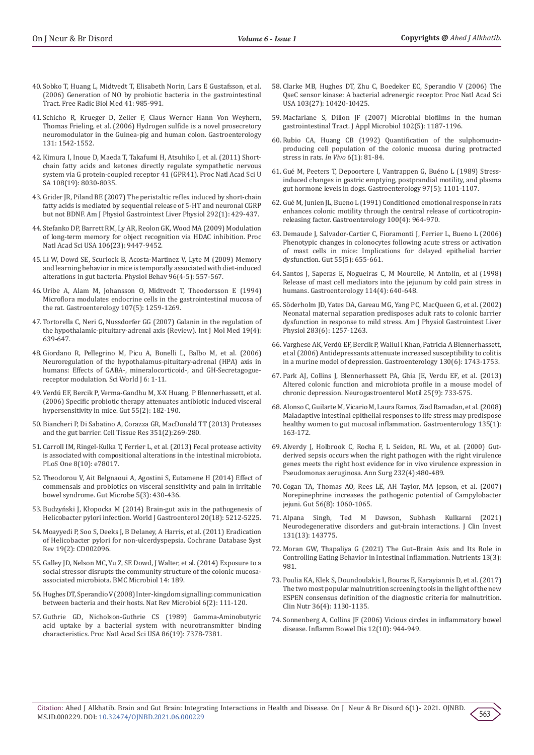40. Sobko T, Huang L, Midtvedt T, Elisabeth Norin, Lars E Gustafsson, et al. (2006) Generation of NO by probiotic bacteria in the gastrointestinal Tract. Free Radic Biol Med 41: 985-991.

41. Schicho R, Krueger D, Zeller F, Claus Werner Hann Von Weyhern, Thomas Frieling, et al. (2006) Hydrogen sulfide is a novel prosecretory neuromodulator in the Guinea-pig and human colon. Gastroenterology 131: 1542-1552.

42. Kimura I, Inoue D, Maeda T, Takafumi H, Atsuhiko I, et al. (2011) Short-chain fatty acids and ketones directly regulate sympathetic nervous system via G protein-coupled receptor 41 (GPR41). Proc Natl Acad Sci U SA 108(19): 8030-8035.

43. Grider JR, Piland BE (2007) The peristaltic reflex induced by short-chain fatty acids is mediated by sequential release of 5-HT and neuronal CGRP but not BDNF. Am J Physiol Gastrointest Liver Physiol 292(1): 429-437.

44. Stefanko DP, Barrett RM, Ly AR, Reolon GK, Wood MA (2009) Modulation of long-term memory for object recognition via HDAC inhibition. Proc Natl Acad Sci USA 106(23): 9447-9452.

45. Li W, Dowd SE, Scurlock B, Acosta-Martinez V, Lyte M (2009) Memory and learning behavior in mice is temporally associated with diet-induced alterations in gut bacteria. Physiol Behav 96(4-5): 557-567.

46. Uribe A, Alam M, Johansson O, Midtvedt T, Theodorsson E (1994) Microflora modulates endocrine cells in the gastrointestinal mucosa of the rat. Gastroenterology 107(5): 1259-1269.

47. Tortorella C, Neri G, Nussdorfer GG (2007) Galanin in the regulation of the hypothalamic-pituitary-adrenal axis (Review). Int J Mol Med 19(4): 639-647.

48. Giordano R, Pellegrino M, Picu A, Bonelli L, Balbo M, et al. (2006) Neuroregulation of the hypothalamus-pituitary-adrenal (HPA) axis in humans: Effects of GABA-, mineralocorticoid-, and GH-Secretagogue-receptor modulation. Sci World J 6: 1-11.

49. Verdú EF, Bercik P, Verma-Gandhu M, X-X Huang, P Blennerhassett, et al. (2006) Specific probiotic therapy attenuates antibiotic induced visceral hypersensitivity in mice. Gut 55(2): 182-190.

50. Biancheri P, Di Sabatino A, Corazza GR, MacDonald TT (2013) Proteases and the gut barrier. Cell Tissue Res 351(2):269-280.

51. Carroll IM, Ringel-Kulka T, Ferrier L, et al. (2013) Fecal protease activity is associated with compositional alterations in the intestinal microbiota. PLoS One 8(10): e78017.

52. Theodorou V, Ait Belgnaoui A, Agostini S, Eutamene H (2014) Effect of commensals and probiotics on visceral sensitivity and pain in irritable bowel syndrome. Gut Microbe 5(3): 430-436.

53. Budzyński J, Kłopocka M (2014) Brain-gut axis in the pathogenesis of Helicobacter pylori infection. World J Gastroenterol 20(18): 5212-5225.

54. Moayyedi P, Soo S, Deeks J, B Delaney, A Harris, et al. (2011) Eradication of Helicobacter pylori for non-ulcerdyspepsia. Cochrane Database Syst Rev 19(2): CD002096.

55. Galley JD, Nelson MC, Yu Z, SE Dowd, J Walter, et al. (2014) Exposure to a social stressor disrupts the community structure of the colonic mucosa-associated microbiota. BMC Microbiol 14: 189.

56. Hughes DT, Sperandio V (2008) Inter-kingdom signalling: communication between bacteria and their hosts. Nat Rev Microbiol 6(2): 111-120.

57. Guthrie GD, Nicholson-Guthrie CS (1989) Gamma-Aminobutyric acid uptake by a bacterial system with neurotransmitter binding characteristics. Proc Natl Acad Sci USA 86(19): 7378-7381.

58. Clarke MB, Hughes DT, Zhu C, Boedeker EC, Sperandio V (2006) The QseC sensor kinase: A bacterial adrenergic receptor. Proc Natl Acad Sci USA 103(27): 10420-10425.

59. Macfarlane S, Dillon JF (2007) Microbial biofilms in the human gastrointestinal Tract. J Appl Microbiol 102(5): 1187-1196.

60. Rubio CA, Huang CB (1992) Quantification of the sulphomucin-producing cell population of the colonic mucosa during protracted stress in rats. *In Vivo* 6(1): 81-84.

61. Gué M, Peeters T, Depoortere I, Vantrappen G, Buéno L (1989) Stress-induced changes in gastric emptying, postprandial motility, and plasma gut hormone levels in dogs. Gastroenterology 97(5): 1101-1107.

62. Gué M, Junien JL, Bueno L (1991) Conditioned emotional response in rats enhances colonic motility through the central release of corticotropin-releasing factor. Gastroenterology 100(4): 964-970.

63. Demaude J, Salvador-Cartier C, Fioramonti J, Ferrier L, Bueno L (2006) Phenotypic changes in colonocytes following acute stress or activation of mast cells in mice: Implications for delayed epithelial barrier dysfunction. Gut 55(5): 655-661.

64. Santos J, Saperas E, Nogueiras C, M Mourelle, M Antolín, et al (1998) Release of mast cell mediators into the jejunum by cold pain stress in humans. Gastroenterology 114(4): 640-648.

65. Söderholm JD, Yates DA, Gareau MG, Yang PC, MacQueen G, et al. (2002) Neonatal maternal separation predisposes adult rats to colonic barrier dysfunction in response to mild stress. Am J Physiol Gastrointest Liver Physiol 283(6): 1257-1263.

66. Varghese AK, Verdú EF, Bercik P, Waliul I Khan, Patricia A Blennerhassett, et al (2006) Antidepressants attenuate increased susceptibility to colitis in a murine model of depression. Gastroenterology 130(6): 1743-1753.

67. Park AJ, Collins J, Blennerhassett PA, Ghia JE, Verdu EF, et al. (2013) Altered colonic function and microbiota profile in a mouse model of chronic depression. Neurogastroenterol Motil 25(9): 733-575.

68. Alonso C, Guilarte M, Vicario M, Laura Ramos, Ziad Ramadan, et al. (2008) Maladaptive intestinal epithelial responses to life stress may predispose healthy women to gut mucosal inflammation. Gastroenterology 135(1): 163-172.

69. Alverdy J, Holbrook C, Rocha F, L Seiden, RL Wu, et al. (2000) Gut-derived sepsis occurs when the right pathogen with the right virulence genes meets the right host evidence for in vivo virulence expression in Pseudomonas aeruginosa. Ann Surg 232(4):480-489.

70. Cogan TA, Thomas AO, Rees LE, AH Taylor, MA Jepson, et al. (2007) Norepinephrine increases the pathogenic potential of Campylobacter jejuni. Gut 56(8): 1060-1065.

71. Alpana Singh, Ted M Dawson, Subhash Kulkarni (2021) Neurodegenerative disorders and gut-brain interactions. J Clin Invest 131(13): 143775.

72. Moran GW, Thapaliya G (2021) The Gut–Brain Axis and Its Role in Controlling Eating Behavior in Intestinal Inflammation. Nutrients 13(3): 981.

73. Poulia KA, Klek S, Doundoulakis I, Bouras E, Karayiannis D, et al. (2017) The two most popular malnutrition screening tools in the light of the new ESPEN consensus definition of the diagnostic criteria for malnutrition. Clin Nutr 36(4): 1130-1135.

74. Sonnenberg A, Collins JF (2006) Vicious circles in inflammatory bowel disease. Inflamm Bowel Dis 12(10): 944-949.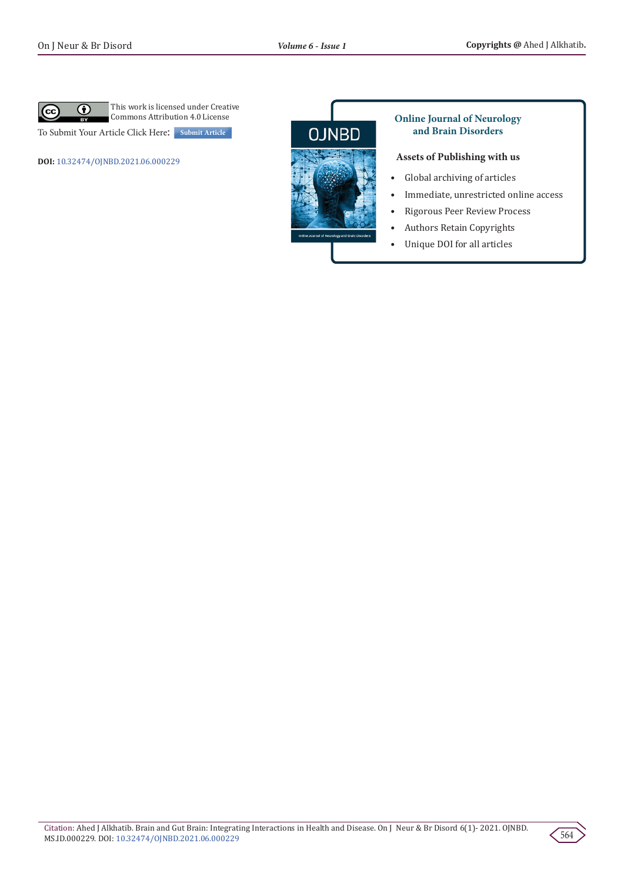This work is licensed under Creative Commons Attribution 4.0 License

To Submit Your Article Click Here: Submit Article

**DOI:** 10.32474/OJNBD.2021.06.000229

OJNBD

Online Journal of Neurology and Brain Disorders

**Online Journal of Neurology and Brain Disorders**

**Assets of Publishing with us**

- Global archiving of articles
- Immediate, unrestricted online access
- Rigorous Peer Review Process
- Authors Retain Copyrights
- Unique DOI for all articles